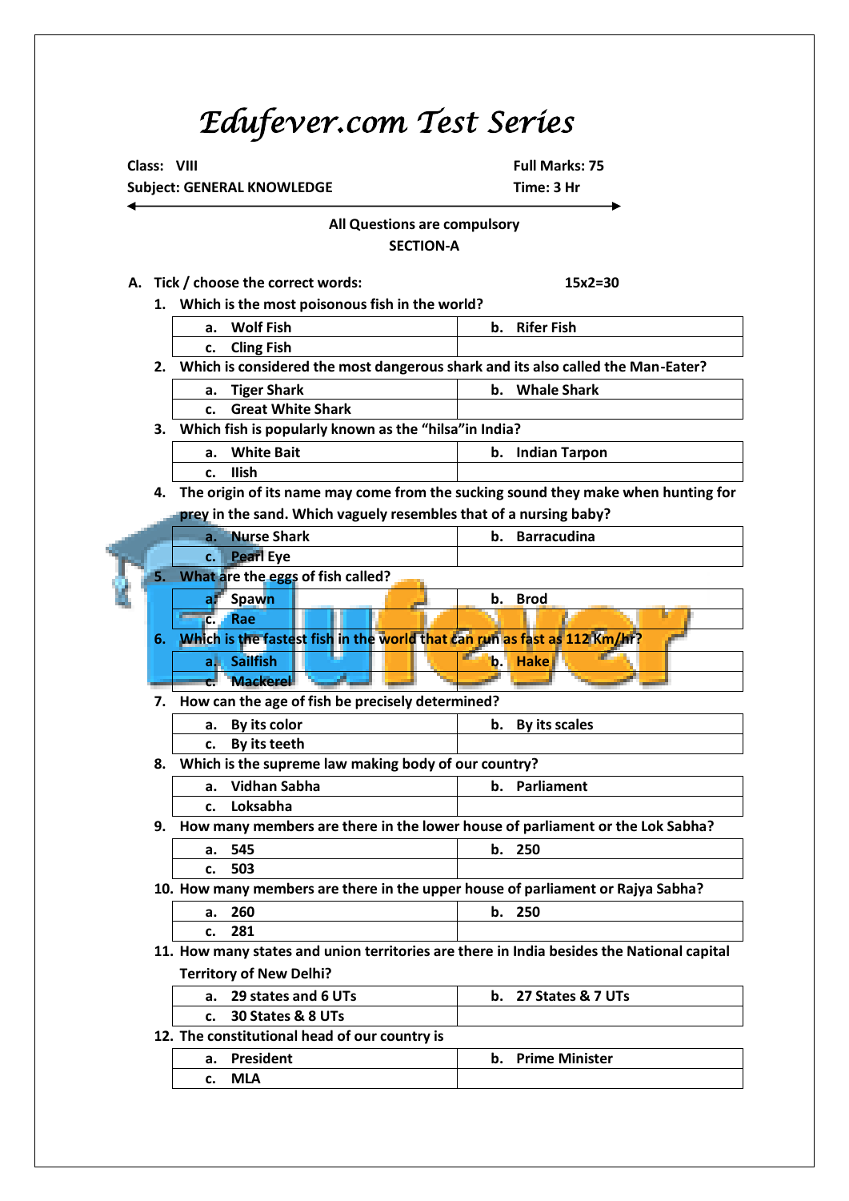# Edufever.com Test Series

**Class: VIII** | **Full Marks: 75**

**Subject: GENERAL KNOWLEDGE** | **Time: 3 Hr**

**All Questions are compulsory**

**SECTION-A**

**A. Tick / choose the correct words: 15x2=30**

1. Which is the most poisonous fish in the world?

| a. Wolf Fish | b. Rifer Fish |
|---|---|
| c. Cling Fish | |

2. Which is considered the most dangerous shark and its also called the Man-Eater?

| a. Tiger Shark | b. Whale Shark |
|---|---|
| c. Great White Shark | |

3. Which fish is popularly known as the "hilsa"in India?

| a. White Bait | b. Indian Tarpon |
|---|---|
| c. Ilish | |

4. The origin of its name may come from the sucking sound they make when hunting for prey in the sand. Which vaguely resembles that of a nursing baby?

| a. Nurse Shark | b. Barracudina |
|---|---|
| c. Pearl Eye | |

5. What are the eggs of fish called?

| a. Spawn | b. Brod |
|---|---|
| c. Rae | |

6. Which is the fastest fish in the world that can run as fast as 112 Km/hr?

| a. Sailfish | b. Hake |
|---|---|
| c. Mackerel | |

7. How can the age of fish be precisely determined?

| a. By its color | b. By its scales |
|---|---|
| c. By its teeth | |

8. Which is the supreme law making body of our country?

| a. Vidhan Sabha | b. Parliament |
|---|---|
| c. Loksabha | |

9. How many members are there in the lower house of parliament or the Lok Sabha?

| a. 545 | b. 250 |
|---|---|
| c. 503 | |

10. How many members are there in the upper house of parliament or Rajya Sabha?

| a. 260 | b. 250 |
|---|---|
| c. 281 | |

11. How many states and union territories are there in India besides the National capital Territory of New Delhi?

| a. 29 states and 6 UTs | b. 27 States & 7 UTs |
|---|---|
| c. 30 States & 8 UTs | |

12. The constitutional head of our country is

| a. President | b. Prime Minister |
|---|---|
| c. MLA | |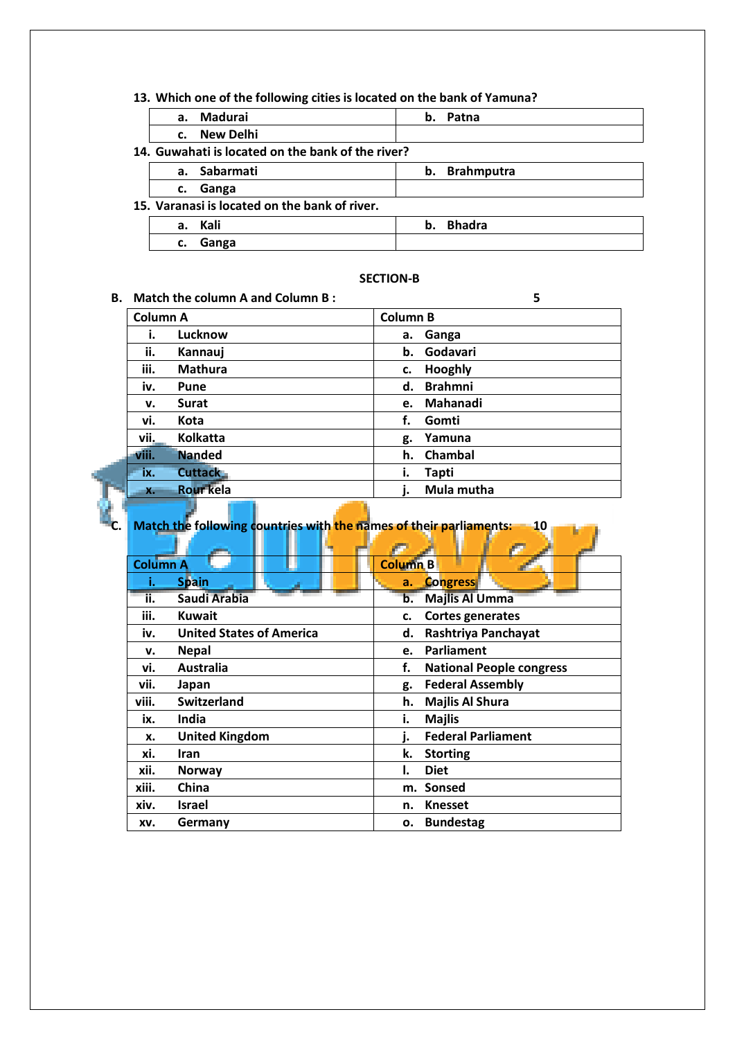13. Which one of the following cities is located on the bank of Yamuna?

| a. Madurai | b. Patna |
|---|---|
| c. New Delhi | |

14. Guwahati is located on the bank of the river?

| a. Sabarmati | b. Brahmputra |
|---|---|
| c. Ganga | |

15. Varanasi is located on the bank of river.

| a. Kali | b. Bhadra |
|---|---|
| c. Ganga | |

## SECTION-B

**B. Match the column A and Column B : 5**

| Column A | Column B |
|---|---|
| i. Lucknow | a. Ganga |
| ii. Kannauj | b. Godavari |
| iii. Mathura | c. Hooghly |
| iv. Pune | d. Brahmni |
| v. Surat | e. Mahanadi |
| vi. Kota | f. Gomti |
| vii. Kolkatta | g. Yamuna |
| viii. Nanded | h. Chambal |
| ix. Cuttack | i. Tapti |
| x. Rour kela | j. Mula mutha |

**C. Match the following countries with the names of their parliaments: 10**

| Column A | Column B |
|---|---|
| i. Spain | a. Congress |
| ii. Saudi Arabia | b. Majlis Al Umma |
| iii. Kuwait | c. Cortes generates |
| iv. United States of America | d. Rashtriya Panchayat |
| v. Nepal | e. Parliament |
| vi. Australia | f. National People congress |
| vii. Japan | g. Federal Assembly |
| viii. Switzerland | h. Majlis Al Shura |
| ix. India | i. Majlis |
| x. United Kingdom | j. Federal Parliament |
| xi. Iran | k. Storting |
| xii. Norway | l. Diet |
| xiii. China | m. Sonsed |
| xiv. Israel | n. Knesset |
| xv. Germany | o. Bundestag |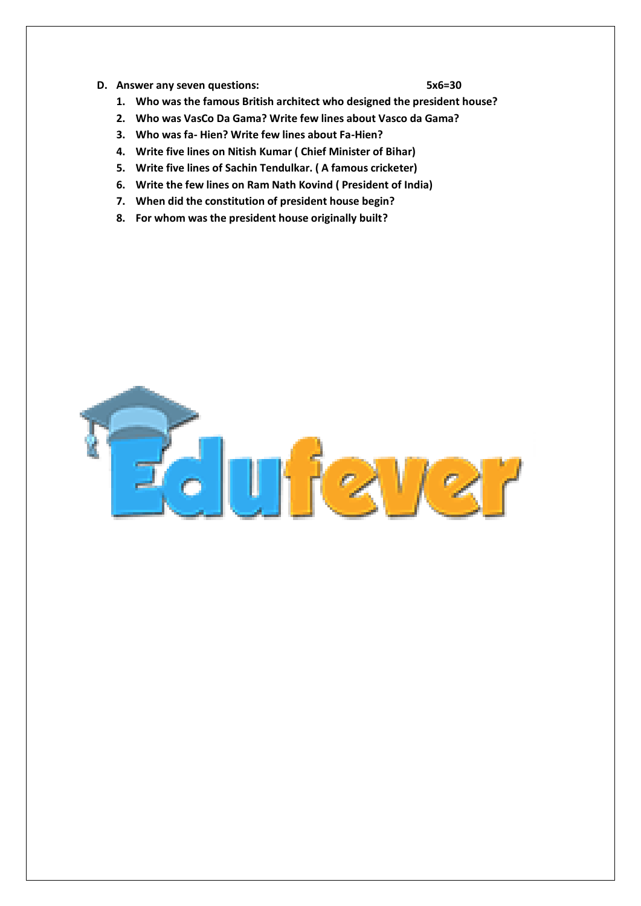**D. Answer any seven questions: 5x6=30**

1. **Who was the famous British architect who designed the president house?**
2. **Who was VasCo Da Gama? Write few lines about Vasco da Gama?**
3. **Who was fa- Hien? Write few lines about Fa-Hien?**
4. **Write five lines on Nitish Kumar ( Chief Minister of Bihar)**
5. **Write five lines of Sachin Tendulkar. ( A famous cricketer)**
6. **Write the few lines on Ram Nath Kovind ( President of India)**
7. **When did the constitution of president house begin?**
8. **For whom was the president house originally built?**